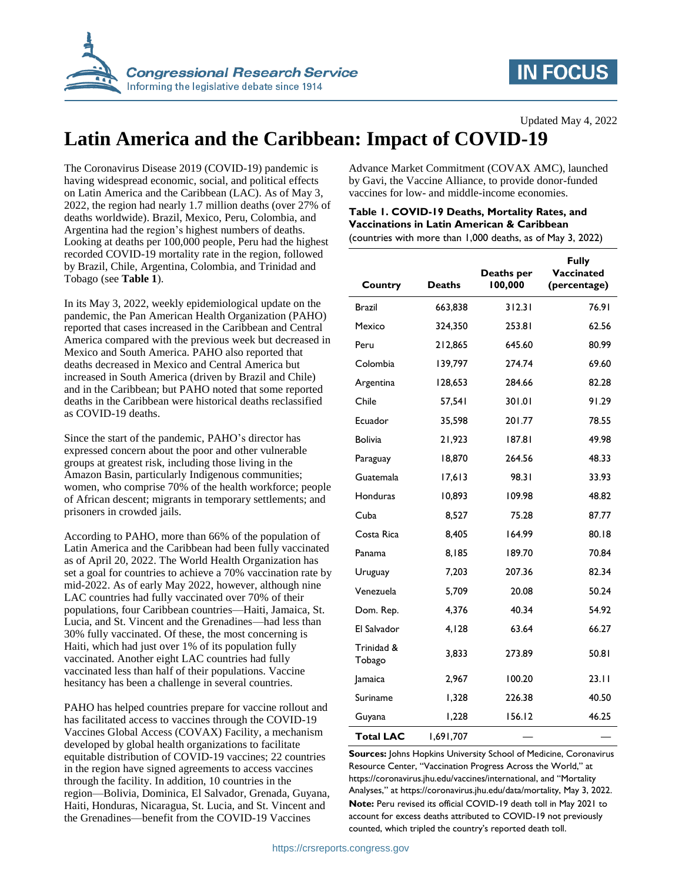Updated May 4, 2022

# Latin America and the Caribbean: Impact of COVID-19

The Coronavirus Disease 2019 (COVID-19) pandemic is having widespread economic, social, and political effects on Latin America and the Caribbean (LAC). As of May 3, 2022, the region had nearly 1.7 million deaths (over 27% of deaths worldwide). Brazil, Mexico, Peru, Colombia, and Argentina had the region's highest numbers of deaths. Looking at deaths per 100,000 people, Peru had the highest recorded COVID-19 mortality rate in the region, followed by Brazil, Chile, Argentina, Colombia, and Trinidad and Tobago (see **Table 1**).

In its May 3, 2022, weekly epidemiological update on the pandemic, the Pan American Health Organization (PAHO) reported that cases increased in the Caribbean and Central America compared with the previous week but decreased in Mexico and South America. PAHO also reported that deaths decreased in Mexico and Central America but increased in South America (driven by Brazil and Chile) and in the Caribbean; but PAHO noted that some reported deaths in the Caribbean were historical deaths reclassified as COVID-19 deaths.

Since the start of the pandemic, PAHO's director has expressed concern about the poor and other vulnerable groups at greatest risk, including those living in the Amazon Basin, particularly Indigenous communities; women, who comprise 70% of the health workforce; people of African descent; migrants in temporary settlements; and prisoners in crowded jails.

According to PAHO, more than 66% of the population of Latin America and the Caribbean had been fully vaccinated as of April 20, 2022. The World Health Organization has set a goal for countries to achieve a 70% vaccination rate by mid-2022. As of early May 2022, however, although nine LAC countries had fully vaccinated over 70% of their populations, four Caribbean countries—Haiti, Jamaica, St. Lucia, and St. Vincent and the Grenadines—had less than 30% fully vaccinated. Of these, the most concerning is Haiti, which had just over 1% of its population fully vaccinated. Another eight LAC countries had fully vaccinated less than half of their populations. Vaccine hesitancy has been a challenge in several countries.

PAHO has helped countries prepare for vaccine rollout and has facilitated access to vaccines through the COVID-19 Vaccines Global Access (COVAX) Facility, a mechanism developed by global health organizations to facilitate equitable distribution of COVID-19 vaccines; 22 countries in the region have signed agreements to access vaccines through the facility. In addition, 10 countries in the region—Bolivia, Dominica, El Salvador, Grenada, Guyana, Haiti, Honduras, Nicaragua, St. Lucia, and St. Vincent and the Grenadines—benefit from the COVID-19 Vaccines Advance Market Commitment (COVAX AMC), launched by Gavi, the Vaccine Alliance, to provide donor-funded vaccines for low- and middle-income economies.

**Table 1. COVID-19 Deaths, Mortality Rates, and Vaccinations in Latin American & Caribbean**
(countries with more than 1,000 deaths, as of May 3, 2022)

| Country | Deaths | Deaths per 100,000 | Fully Vaccinated (percentage) |
|---|---|---|---|
| Brazil | 663,838 | 312.31 | 76.91 |
| Mexico | 324,350 | 253.81 | 62.56 |
| Peru | 212,865 | 645.60 | 80.99 |
| Colombia | 139,797 | 274.74 | 69.60 |
| Argentina | 128,653 | 284.66 | 82.28 |
| Chile | 57,541 | 301.01 | 91.29 |
| Ecuador | 35,598 | 201.77 | 78.55 |
| Bolivia | 21,923 | 187.81 | 49.98 |
| Paraguay | 18,870 | 264.56 | 48.33 |
| Guatemala | 17,613 | 98.31 | 33.93 |
| Honduras | 10,893 | 109.98 | 48.82 |
| Cuba | 8,527 | 75.28 | 87.77 |
| Costa Rica | 8,405 | 164.99 | 80.18 |
| Panama | 8,185 | 189.70 | 70.84 |
| Uruguay | 7,203 | 207.36 | 82.34 |
| Venezuela | 5,709 | 20.08 | 50.24 |
| Dom. Rep. | 4,376 | 40.34 | 54.92 |
| El Salvador | 4,128 | 63.64 | 66.27 |
| Trinidad & Tobago | 3,833 | 273.89 | 50.81 |
| Jamaica | 2,967 | 100.20 | 23.11 |
| Suriname | 1,328 | 226.38 | 40.50 |
| Guyana | 1,228 | 156.12 | 46.25 |
| **Total LAC** | 1,691,707 | — | — |

**Sources:** Johns Hopkins University School of Medicine, Coronavirus Resource Center, "Vaccination Progress Across the World," at https://coronavirus.jhu.edu/vaccines/international, and "Mortality Analyses," at https://coronavirus.jhu.edu/data/mortality, May 3, 2022.

**Note:** Peru revised its official COVID-19 death toll in May 2021 to account for excess deaths attributed to COVID-19 not previously counted, which tripled the country's reported death toll.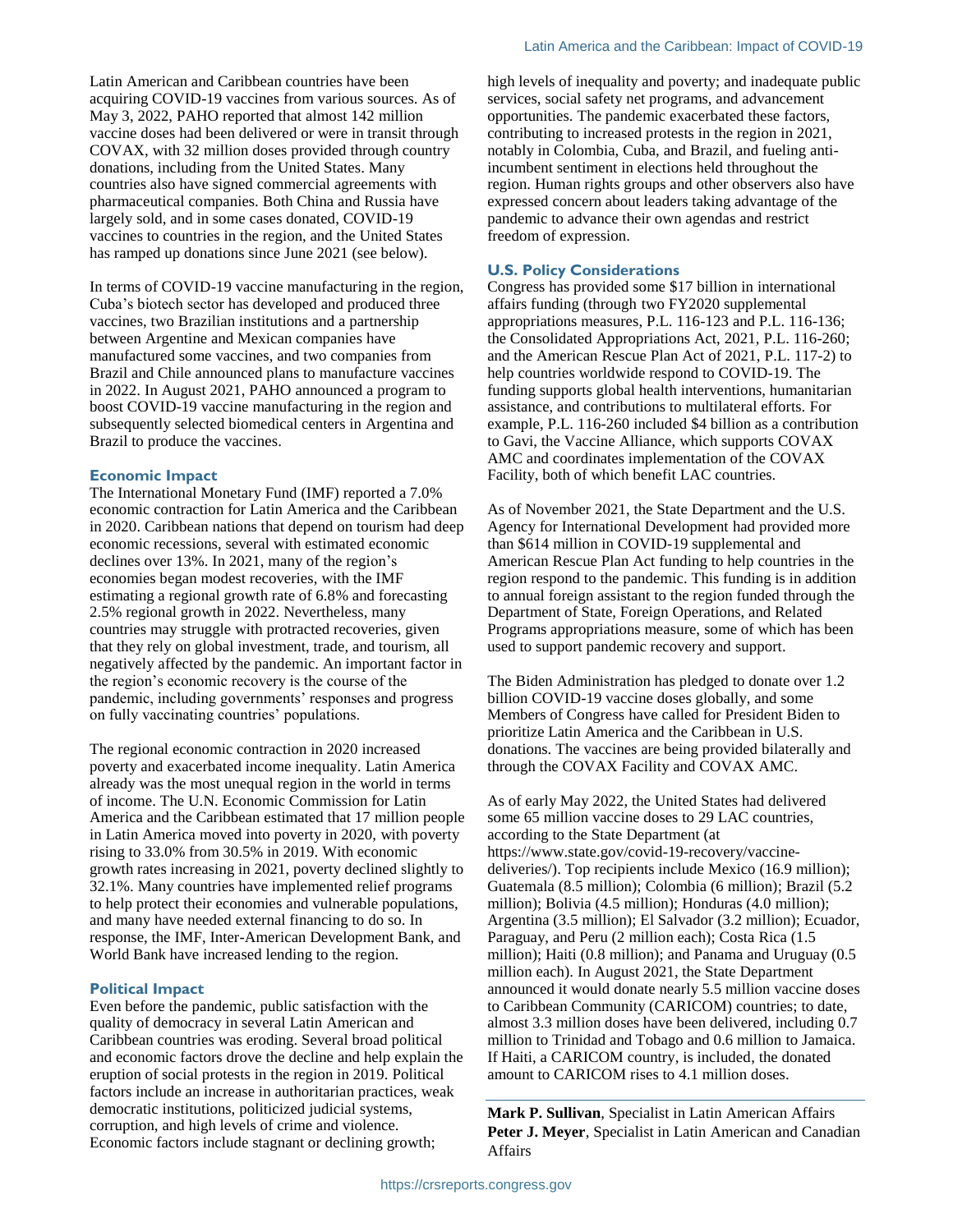Latin American and Caribbean countries have been acquiring COVID-19 vaccines from various sources. As of May 3, 2022, PAHO reported that almost 142 million vaccine doses had been delivered or were in transit through COVAX, with 32 million doses provided through country donations, including from the United States. Many countries also have signed commercial agreements with pharmaceutical companies. Both China and Russia have largely sold, and in some cases donated, COVID-19 vaccines to countries in the region, and the United States has ramped up donations since June 2021 (see below).

In terms of COVID-19 vaccine manufacturing in the region, Cuba's biotech sector has developed and produced three vaccines, two Brazilian institutions and a partnership between Argentine and Mexican companies have manufactured some vaccines, and two companies from Brazil and Chile announced plans to manufacture vaccines in 2022. In August 2021, PAHO announced a program to boost COVID-19 vaccine manufacturing in the region and subsequently selected biomedical centers in Argentina and Brazil to produce the vaccines.

### Economic Impact

The International Monetary Fund (IMF) reported a 7.0% economic contraction for Latin America and the Caribbean in 2020. Caribbean nations that depend on tourism had deep economic recessions, several with estimated economic declines over 13%. In 2021, many of the region's economies began modest recoveries, with the IMF estimating a regional growth rate of 6.8% and forecasting 2.5% regional growth in 2022. Nevertheless, many countries may struggle with protracted recoveries, given that they rely on global investment, trade, and tourism, all negatively affected by the pandemic. An important factor in the region's economic recovery is the course of the pandemic, including governments' responses and progress on fully vaccinating countries' populations.

The regional economic contraction in 2020 increased poverty and exacerbated income inequality. Latin America already was the most unequal region in the world in terms of income. The U.N. Economic Commission for Latin America and the Caribbean estimated that 17 million people in Latin America moved into poverty in 2020, with poverty rising to 33.0% from 30.5% in 2019. With economic growth rates increasing in 2021, poverty declined slightly to 32.1%. Many countries have implemented relief programs to help protect their economies and vulnerable populations, and many have needed external financing to do so. In response, the IMF, Inter-American Development Bank, and World Bank have increased lending to the region.

### Political Impact

Even before the pandemic, public satisfaction with the quality of democracy in several Latin American and Caribbean countries was eroding. Several broad political and economic factors drove the decline and help explain the eruption of social protests in the region in 2019. Political factors include an increase in authoritarian practices, weak democratic institutions, politicized judicial systems, corruption, and high levels of crime and violence. Economic factors include stagnant or declining growth; high levels of inequality and poverty; and inadequate public services, social safety net programs, and advancement opportunities. The pandemic exacerbated these factors, contributing to increased protests in the region in 2021, notably in Colombia, Cuba, and Brazil, and fueling anti-incumbent sentiment in elections held throughout the region. Human rights groups and other observers also have expressed concern about leaders taking advantage of the pandemic to advance their own agendas and restrict freedom of expression.

### U.S. Policy Considerations

Congress has provided some $17 billion in international affairs funding (through two FY2020 supplemental appropriations measures, P.L. 116-123 and P.L. 116-136; the Consolidated Appropriations Act, 2021, P.L. 116-260; and the American Rescue Plan Act of 2021, P.L. 117-2) to help countries worldwide respond to COVID-19. The funding supports global health interventions, humanitarian assistance, and contributions to multilateral efforts. For example, P.L. 116-260 included $4 billion as a contribution to Gavi, the Vaccine Alliance, which supports COVAX AMC and coordinates implementation of the COVAX Facility, both of which benefit LAC countries.

As of November 2021, the State Department and the U.S. Agency for International Development had provided more than $614 million in COVID-19 supplemental and American Rescue Plan Act funding to help countries in the region respond to the pandemic. This funding is in addition to annual foreign assistant to the region funded through the Department of State, Foreign Operations, and Related Programs appropriations measure, some of which has been used to support pandemic recovery and support.

The Biden Administration has pledged to donate over 1.2 billion COVID-19 vaccine doses globally, and some Members of Congress have called for President Biden to prioritize Latin America and the Caribbean in U.S. donations. The vaccines are being provided bilaterally and through the COVAX Facility and COVAX AMC.

As of early May 2022, the United States had delivered some 65 million vaccine doses to 29 LAC countries, according to the State Department (at https://www.state.gov/covid-19-recovery/vaccine-deliveries/). Top recipients include Mexico (16.9 million); Guatemala (8.5 million); Colombia (6 million); Brazil (5.2 million); Bolivia (4.5 million); Honduras (4.0 million); Argentina (3.5 million); El Salvador (3.2 million); Ecuador, Paraguay, and Peru (2 million each); Costa Rica (1.5 million); Haiti (0.8 million); and Panama and Uruguay (0.5 million each). In August 2021, the State Department announced it would donate nearly 5.5 million vaccine doses to Caribbean Community (CARICOM) countries; to date, almost 3.3 million doses have been delivered, including 0.7 million to Trinidad and Tobago and 0.6 million to Jamaica. If Haiti, a CARICOM country, is included, the donated amount to CARICOM rises to 4.1 million doses.

---

**Mark P. Sullivan**, Specialist in Latin American Affairs
**Peter J. Meyer**, Specialist in Latin American and Canadian Affairs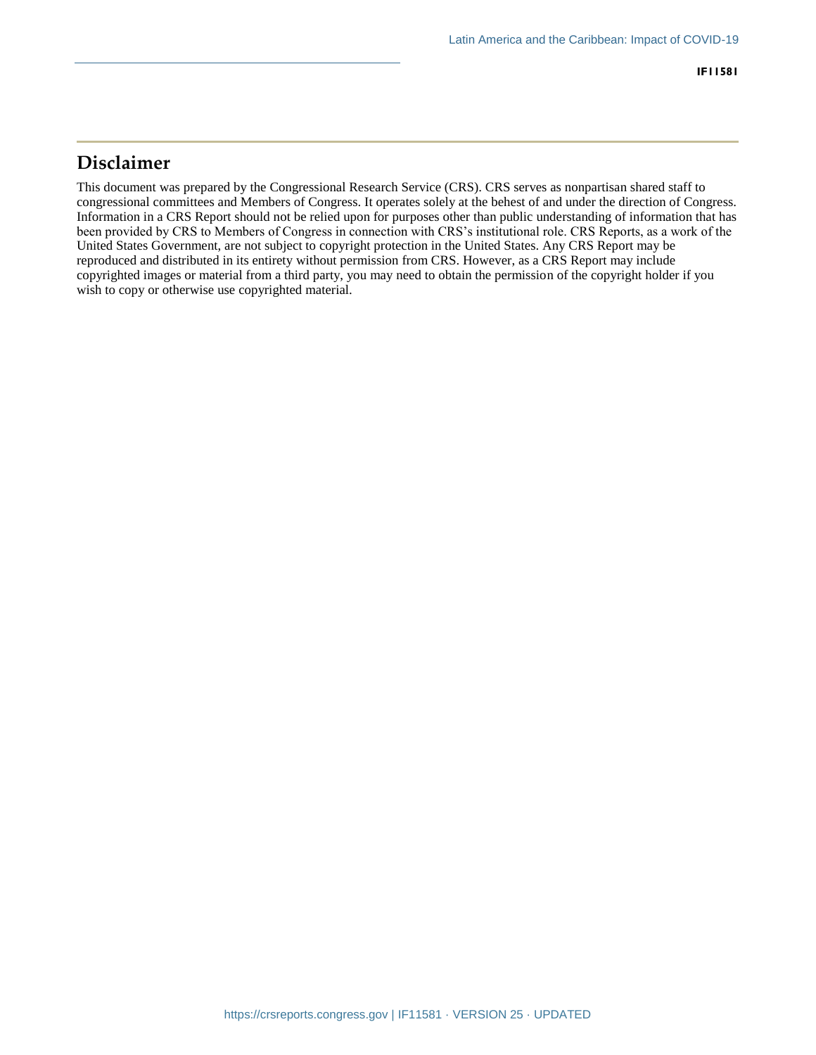## Disclaimer

This document was prepared by the Congressional Research Service (CRS). CRS serves as nonpartisan shared staff to congressional committees and Members of Congress. It operates solely at the behest of and under the direction of Congress. Information in a CRS Report should not be relied upon for purposes other than public understanding of information that has been provided by CRS to Members of Congress in connection with CRS's institutional role. CRS Reports, as a work of the United States Government, are not subject to copyright protection in the United States. Any CRS Report may be reproduced and distributed in its entirety without permission from CRS. However, as a CRS Report may include copyrighted images or material from a third party, you may need to obtain the permission of the copyright holder if you wish to copy or otherwise use copyrighted material.